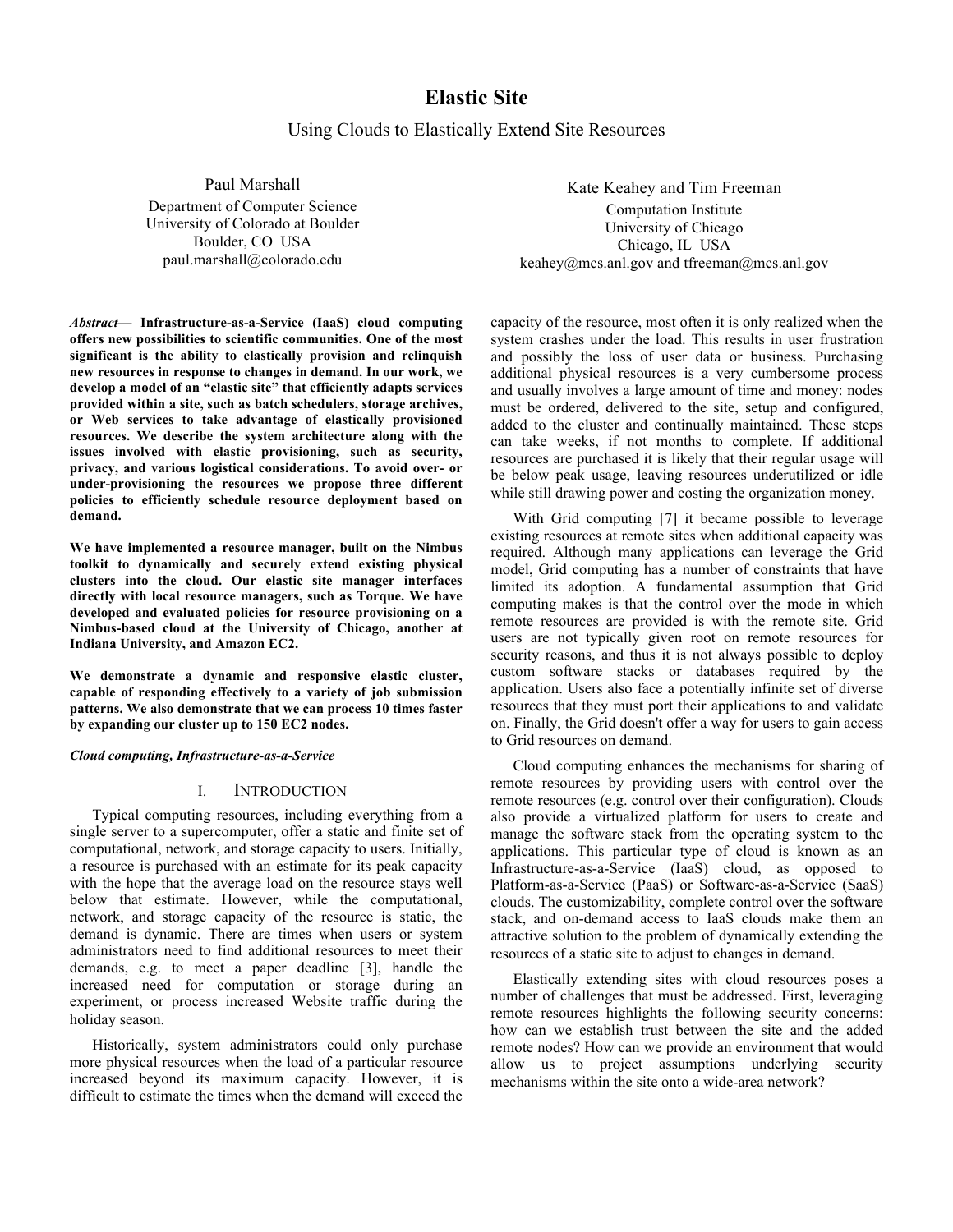# Elastic Site

## Using Clouds to Elastically Extend Site Resources

Paul Marshall
Department of Computer Science
University of Colorado at Boulder
Boulder, CO USA
paul.marshall@colorado.edu

Kate Keahey and Tim Freeman
Computation Institute
University of Chicago
Chicago, IL USA
keahey@mcs.anl.gov and tfreeman@mcs.anl.gov

***Abstract*— Infrastructure-as-a-Service (IaaS) cloud computing offers new possibilities to scientific communities. One of the most significant is the ability to elastically provision and relinquish new resources in response to changes in demand. In our work, we develop a model of an "elastic site" that efficiently adapts services provided within a site, such as batch schedulers, storage archives, or Web services to take advantage of elastically provisioned resources. We describe the system architecture along with the issues involved with elastic provisioning, such as security, privacy, and various logistical considerations. To avoid over- or under-provisioning the resources we propose three different policies to efficiently schedule resource deployment based on demand.**

**We have implemented a resource manager, built on the Nimbus toolkit to dynamically and securely extend existing physical clusters into the cloud. Our elastic site manager interfaces directly with local resource managers, such as Torque. We have developed and evaluated policies for resource provisioning on a Nimbus-based cloud at the University of Chicago, another at Indiana University, and Amazon EC2.**

**We demonstrate a dynamic and responsive elastic cluster, capable of responding effectively to a variety of job submission patterns. We also demonstrate that we can process 10 times faster by expanding our cluster up to 150 EC2 nodes.**

***Cloud computing, Infrastructure-as-a-Service***

## I. Introduction

Typical computing resources, including everything from a single server to a supercomputer, offer a static and finite set of computational, network, and storage capacity to users. Initially, a resource is purchased with an estimate for its peak capacity with the hope that the average load on the resource stays well below that estimate. However, while the computational, network, and storage capacity of the resource is static, the demand is dynamic. There are times when users or system administrators need to find additional resources to meet their demands, e.g. to meet a paper deadline [3], handle the increased need for computation or storage during an experiment, or process increased Website traffic during the holiday season.

Historically, system administrators could only purchase more physical resources when the load of a particular resource increased beyond its maximum capacity. However, it is difficult to estimate the times when the demand will exceed the capacity of the resource, most often it is only realized when the system crashes under the load. This results in user frustration and possibly the loss of user data or business. Purchasing additional physical resources is a very cumbersome process and usually involves a large amount of time and money: nodes must be ordered, delivered to the site, setup and configured, added to the cluster and continually maintained. These steps can take weeks, if not months to complete. If additional resources are purchased it is likely that their regular usage will be below peak usage, leaving resources underutilized or idle while still drawing power and costing the organization money.

With Grid computing [7] it became possible to leverage existing resources at remote sites when additional capacity was required. Although many applications can leverage the Grid model, Grid computing has a number of constraints that have limited its adoption. A fundamental assumption that Grid computing makes is that the control over the mode in which remote resources are provided is with the remote site. Grid users are not typically given root on remote resources for security reasons, and thus it is not always possible to deploy custom software stacks or databases required by the application. Users also face a potentially infinite set of diverse resources that they must port their applications to and validate on. Finally, the Grid doesn't offer a way for users to gain access to Grid resources on demand.

Cloud computing enhances the mechanisms for sharing of remote resources by providing users with control over the remote resources (e.g. control over their configuration). Clouds also provide a virtualized platform for users to create and manage the software stack from the operating system to the applications. This particular type of cloud is known as an Infrastructure-as-a-Service (IaaS) cloud, as opposed to Platform-as-a-Service (PaaS) or Software-as-a-Service (SaaS) clouds. The customizability, complete control over the software stack, and on-demand access to IaaS clouds make them an attractive solution to the problem of dynamically extending the resources of a static site to adjust to changes in demand.

Elastically extending sites with cloud resources poses a number of challenges that must be addressed. First, leveraging remote resources highlights the following security concerns: how can we establish trust between the site and the added remote nodes? How can we provide an environment that would allow us to project assumptions underlying security mechanisms within the site onto a wide-area network?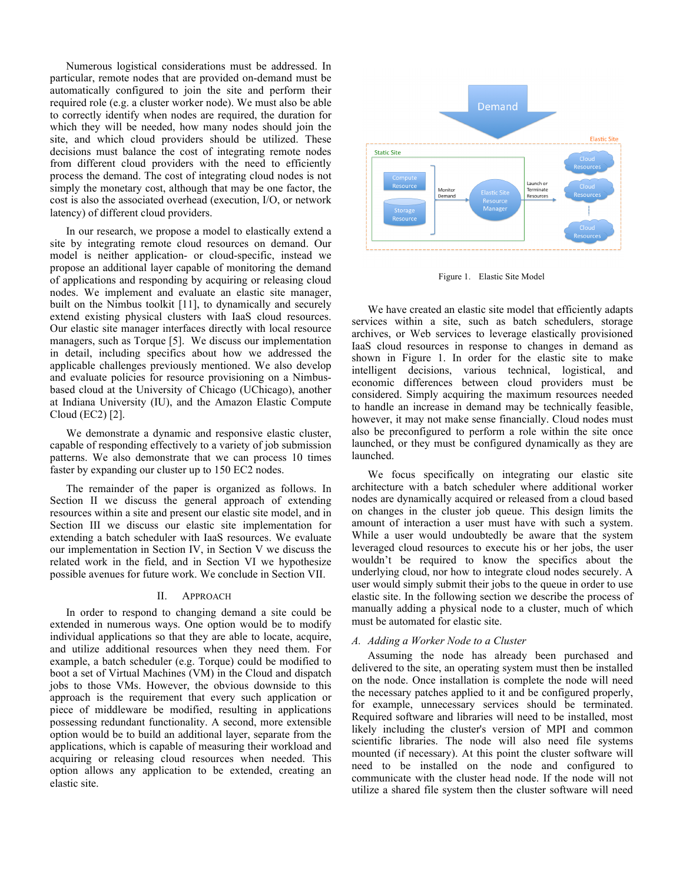Numerous logistical considerations must be addressed. In particular, remote nodes that are provided on-demand must be automatically configured to join the site and perform their required role (e.g. a cluster worker node). We must also be able to correctly identify when nodes are required, the duration for which they will be needed, how many nodes should join the site, and which cloud providers should be utilized. These decisions must balance the cost of integrating remote nodes from different cloud providers with the need to efficiently process the demand. The cost of integrating cloud nodes is not simply the monetary cost, although that may be one factor, the cost is also the associated overhead (execution, I/O, or network latency) of different cloud providers.

In our research, we propose a model to elastically extend a site by integrating remote cloud resources on demand. Our model is neither application- or cloud-specific, instead we propose an additional layer capable of monitoring the demand of applications and responding by acquiring or releasing cloud nodes. We implement and evaluate an elastic site manager, built on the Nimbus toolkit [11], to dynamically and securely extend existing physical clusters with IaaS cloud resources. Our elastic site manager interfaces directly with local resource managers, such as Torque [5]. We discuss our implementation in detail, including specifics about how we addressed the applicable challenges previously mentioned. We also develop and evaluate policies for resource provisioning on a Nimbus-based cloud at the University of Chicago (UChicago), another at Indiana University (IU), and the Amazon Elastic Compute Cloud (EC2) [2].

We demonstrate a dynamic and responsive elastic cluster, capable of responding effectively to a variety of job submission patterns. We also demonstrate that we can process 10 times faster by expanding our cluster up to 150 EC2 nodes.

The remainder of the paper is organized as follows. In Section II we discuss the general approach of extending resources within a site and present our elastic site model, and in Section III we discuss our elastic site implementation for extending a batch scheduler with IaaS resources. We evaluate our implementation in Section IV, in Section V we discuss the related work in the field, and in Section VI we hypothesize possible avenues for future work. We conclude in Section VII.

## II. Approach

In order to respond to changing demand a site could be extended in numerous ways. One option would be to modify individual applications so that they are able to locate, acquire, and utilize additional resources when they need them. For example, a batch scheduler (e.g. Torque) could be modified to boot a set of Virtual Machines (VM) in the Cloud and dispatch jobs to those VMs. However, the obvious downside to this approach is the requirement that every such application or piece of middleware be modified, resulting in applications possessing redundant functionality. A second, more extensible option would be to build an additional layer, separate from the applications, which is capable of measuring their workload and acquiring or releasing cloud resources when needed. This option allows any application to be extended, creating an elastic site.

Figure 1. Elastic Site Model

We have created an elastic site model that efficiently adapts services within a site, such as batch schedulers, storage archives, or Web services to leverage elastically provisioned IaaS cloud resources in response to changes in demand as shown in Figure 1. In order for the elastic site to make intelligent decisions, various technical, logistical, and economic differences between cloud providers must be considered. Simply acquiring the maximum resources needed to handle an increase in demand may be technically feasible, however, it may not make sense financially. Cloud nodes must also be preconfigured to perform a role within the site once launched, or they must be configured dynamically as they are launched.

We focus specifically on integrating our elastic site architecture with a batch scheduler where additional worker nodes are dynamically acquired or released from a cloud based on changes in the cluster job queue. This design limits the amount of interaction a user must have with such a system. While a user would undoubtedly be aware that the system leveraged cloud resources to execute his or her jobs, the user wouldn't be required to know the specifics about the underlying cloud, nor how to integrate cloud nodes securely. A user would simply submit their jobs to the queue in order to use elastic site. In the following section we describe the process of manually adding a physical node to a cluster, much of which must be automated for elastic site.

### *A. Adding a Worker Node to a Cluster*

Assuming the node has already been purchased and delivered to the site, an operating system must then be installed on the node. Once installation is complete the node will need the necessary patches applied to it and be configured properly, for example, unnecessary services should be terminated. Required software and libraries will need to be installed, most likely including the cluster's version of MPI and common scientific libraries. The node will also need file systems mounted (if necessary). At this point the cluster software will need to be installed on the node and configured to communicate with the cluster head node. If the node will not utilize a shared file system then the cluster software will need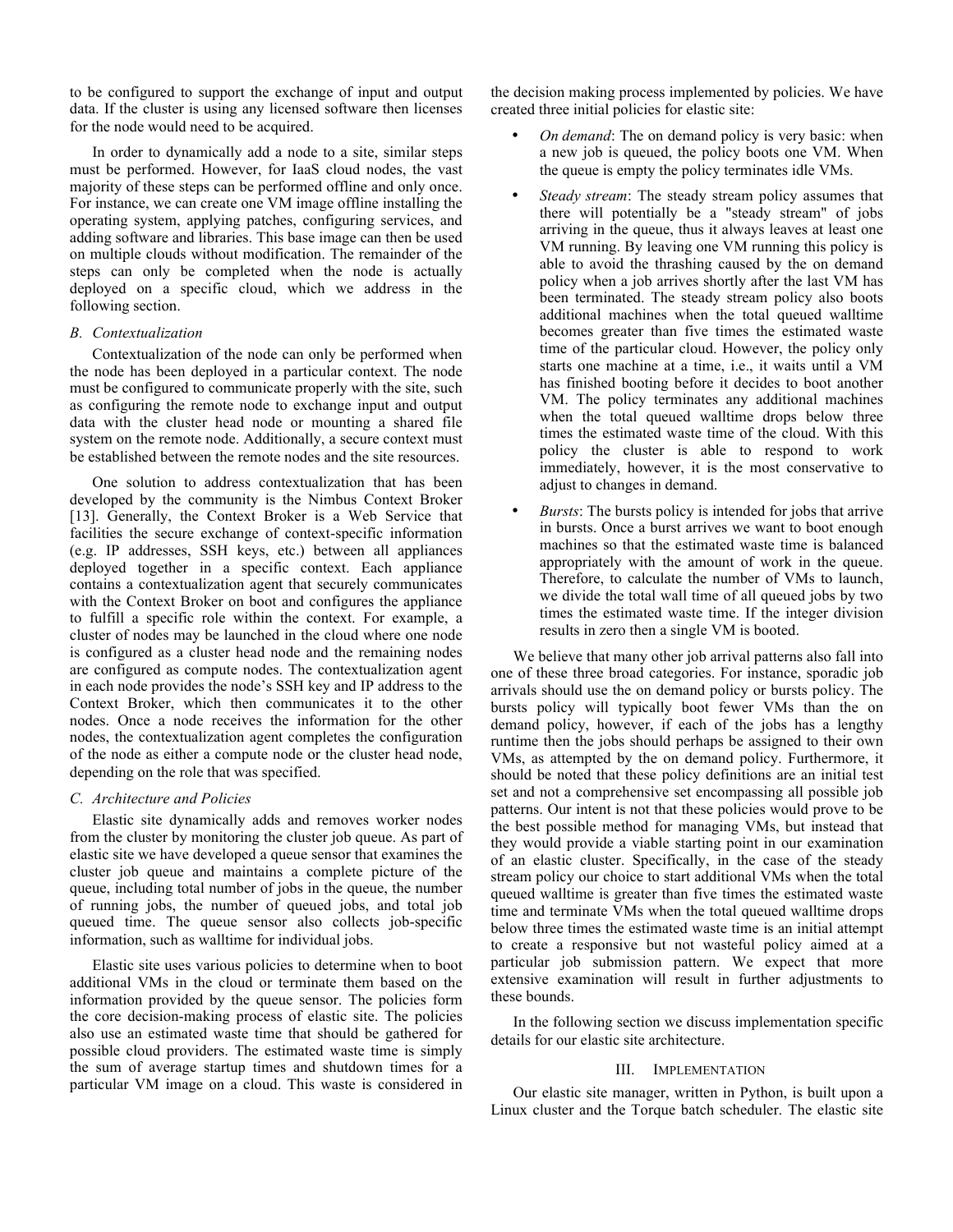to be configured to support the exchange of input and output data. If the cluster is using any licensed software then licenses for the node would need to be acquired.

In order to dynamically add a node to a site, similar steps must be performed. However, for IaaS cloud nodes, the vast majority of these steps can be performed offline and only once. For instance, we can create one VM image offline installing the operating system, applying patches, configuring services, and adding software and libraries. This base image can then be used on multiple clouds without modification. The remainder of the steps can only be completed when the node is actually deployed on a specific cloud, which we address in the following section.

### *B. Contextualization*

Contextualization of the node can only be performed when the node has been deployed in a particular context. The node must be configured to communicate properly with the site, such as configuring the remote node to exchange input and output data with the cluster head node or mounting a shared file system on the remote node. Additionally, a secure context must be established between the remote nodes and the site resources.

One solution to address contextualization that has been developed by the community is the Nimbus Context Broker [13]. Generally, the Context Broker is a Web Service that facilities the secure exchange of context-specific information (e.g. IP addresses, SSH keys, etc.) between all appliances deployed together in a specific context. Each appliance contains a contextualization agent that securely communicates with the Context Broker on boot and configures the appliance to fulfill a specific role within the context. For example, a cluster of nodes may be launched in the cloud where one node is configured as a cluster head node and the remaining nodes are configured as compute nodes. The contextualization agent in each node provides the node's SSH key and IP address to the Context Broker, which then communicates it to the other nodes. Once a node receives the information for the other nodes, the contextualization agent completes the configuration of the node as either a compute node or the cluster head node, depending on the role that was specified.

### *C. Architecture and Policies*

Elastic site dynamically adds and removes worker nodes from the cluster by monitoring the cluster job queue. As part of elastic site we have developed a queue sensor that examines the cluster job queue and maintains a complete picture of the queue, including total number of jobs in the queue, the number of running jobs, the number of queued jobs, and total job queued time. The queue sensor also collects job-specific information, such as walltime for individual jobs.

Elastic site uses various policies to determine when to boot additional VMs in the cloud or terminate them based on the information provided by the queue sensor. The policies form the core decision-making process of elastic site. The policies also use an estimated waste time that should be gathered for possible cloud providers. The estimated waste time is simply the sum of average startup times and shutdown times for a particular VM image on a cloud. This waste is considered in the decision making process implemented by policies. We have created three initial policies for elastic site:

- *On demand*: The on demand policy is very basic: when a new job is queued, the policy boots one VM. When the queue is empty the policy terminates idle VMs.
- *Steady stream*: The steady stream policy assumes that there will potentially be a "steady stream" of jobs arriving in the queue, thus it always leaves at least one VM running. By leaving one VM running this policy is able to avoid the thrashing caused by the on demand policy when a job arrives shortly after the last VM has been terminated. The steady stream policy also boots additional machines when the total queued walltime becomes greater than five times the estimated waste time of the particular cloud. However, the policy only starts one machine at a time, i.e., it waits until a VM has finished booting before it decides to boot another VM. The policy terminates any additional machines when the total queued walltime drops below three times the estimated waste time of the cloud. With this policy the cluster is able to respond to work immediately, however, it is the most conservative to adjust to changes in demand.
- *Bursts*: The bursts policy is intended for jobs that arrive in bursts. Once a burst arrives we want to boot enough machines so that the estimated waste time is balanced appropriately with the amount of work in the queue. Therefore, to calculate the number of VMs to launch, we divide the total wall time of all queued jobs by two times the estimated waste time. If the integer division results in zero then a single VM is booted.

We believe that many other job arrival patterns also fall into one of these three broad categories. For instance, sporadic job arrivals should use the on demand policy or bursts policy. The bursts policy will typically boot fewer VMs than the on demand policy, however, if each of the jobs has a lengthy runtime then the jobs should perhaps be assigned to their own VMs, as attempted by the on demand policy. Furthermore, it should be noted that these policy definitions are an initial test set and not a comprehensive set encompassing all possible job patterns. Our intent is not that these policies would prove to be the best possible method for managing VMs, but instead that they would provide a viable starting point in our examination of an elastic cluster. Specifically, in the case of the steady stream policy our choice to start additional VMs when the total queued walltime is greater than five times the estimated waste time and terminate VMs when the total queued walltime drops below three times the estimated waste time is an initial attempt to create a responsive but not wasteful policy aimed at a particular job submission pattern. We expect that more extensive examination will result in further adjustments to these bounds.

In the following section we discuss implementation specific details for our elastic site architecture.

## III. Implementation

Our elastic site manager, written in Python, is built upon a Linux cluster and the Torque batch scheduler. The elastic site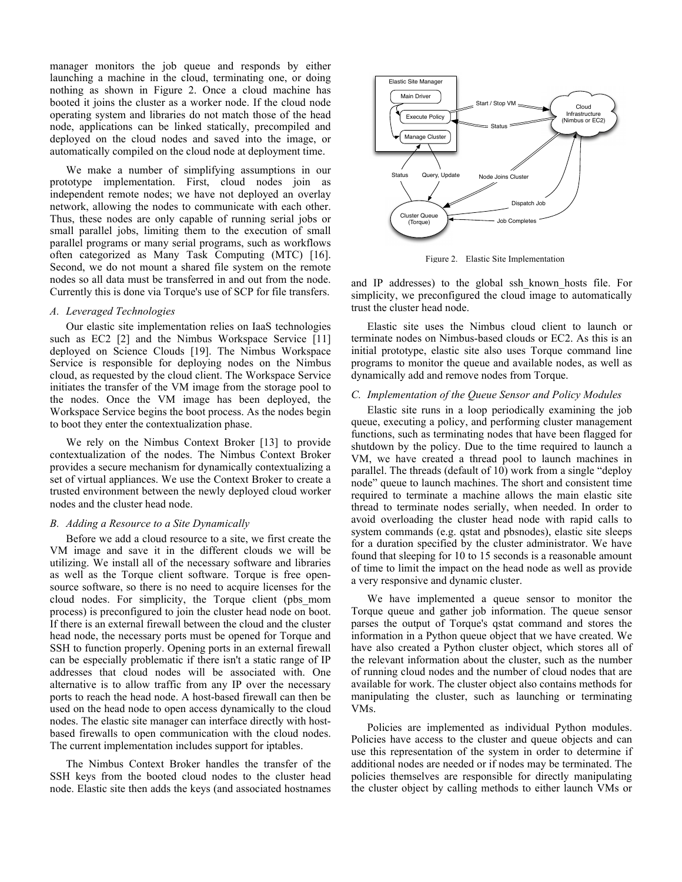manager monitors the job queue and responds by either launching a machine in the cloud, terminating one, or doing nothing as shown in Figure 2. Once a cloud machine has booted it joins the cluster as a worker node. If the cloud node operating system and libraries do not match those of the head node, applications can be linked statically, precompiled and deployed on the cloud nodes and saved into the image, or automatically compiled on the cloud node at deployment time.

We make a number of simplifying assumptions in our prototype implementation. First, cloud nodes join as independent remote nodes; we have not deployed an overlay network, allowing the nodes to communicate with each other. Thus, these nodes are only capable of running serial jobs or small parallel jobs, limiting them to the execution of small parallel programs or many serial programs, such as workflows often categorized as Many Task Computing (MTC) [16]. Second, we do not mount a shared file system on the remote nodes so all data must be transferred in and out from the node. Currently this is done via Torque's use of SCP for file transfers.

### *A. Leveraged Technologies*

Our elastic site implementation relies on IaaS technologies such as EC2 [2] and the Nimbus Workspace Service [11] deployed on Science Clouds [19]. The Nimbus Workspace Service is responsible for deploying nodes on the Nimbus cloud, as requested by the cloud client. The Workspace Service initiates the transfer of the VM image from the storage pool to the nodes. Once the VM image has been deployed, the Workspace Service begins the boot process. As the nodes begin to boot they enter the contextualization phase.

We rely on the Nimbus Context Broker [13] to provide contextualization of the nodes. The Nimbus Context Broker provides a secure mechanism for dynamically contextualizing a set of virtual appliances. We use the Context Broker to create a trusted environment between the newly deployed cloud worker nodes and the cluster head node.

### *B. Adding a Resource to a Site Dynamically*

Before we add a cloud resource to a site, we first create the VM image and save it in the different clouds we will be utilizing. We install all of the necessary software and libraries as well as the Torque client software. Torque is free open-source software, so there is no need to acquire licenses for the cloud nodes. For simplicity, the Torque client (pbs_mom process) is preconfigured to join the cluster head node on boot. If there is an external firewall between the cloud and the cluster head node, the necessary ports must be opened for Torque and SSH to function properly. Opening ports in an external firewall can be especially problematic if there isn't a static range of IP addresses that cloud nodes will be associated with. One alternative is to allow traffic from any IP over the necessary ports to reach the head node. A host-based firewall can then be used on the head node to open access dynamically to the cloud nodes. The elastic site manager can interface directly with host-based firewalls to open communication with the cloud nodes. The current implementation includes support for iptables.

The Nimbus Context Broker handles the transfer of the SSH keys from the booted cloud nodes to the cluster head node. Elastic site then adds the keys (and associated hostnames and IP addresses) to the global ssh_known_hosts file. For simplicity, we preconfigured the cloud image to automatically trust the cluster head node.

Figure 2. Elastic Site Implementation

Elastic site uses the Nimbus cloud client to launch or terminate nodes on Nimbus-based clouds or EC2. As this is an initial prototype, elastic site also uses Torque command line programs to monitor the queue and available nodes, as well as dynamically add and remove nodes from Torque.

### *C. Implementation of the Queue Sensor and Policy Modules*

Elastic site runs in a loop periodically examining the job queue, executing a policy, and performing cluster management functions, such as terminating nodes that have been flagged for shutdown by the policy. Due to the time required to launch a VM, we have created a thread pool to launch machines in parallel. The threads (default of 10) work from a single "deploy node" queue to launch machines. The short and consistent time required to terminate a machine allows the main elastic site thread to terminate nodes serially, when needed. In order to avoid overloading the cluster head node with rapid calls to system commands (e.g. qstat and pbsnodes), elastic site sleeps for a duration specified by the cluster administrator. We have found that sleeping for 10 to 15 seconds is a reasonable amount of time to limit the impact on the head node as well as provide a very responsive and dynamic cluster.

We have implemented a queue sensor to monitor the Torque queue and gather job information. The queue sensor parses the output of Torque's qstat command and stores the information in a Python queue object that we have created. We have also created a Python cluster object, which stores all of the relevant information about the cluster, such as the number of running cloud nodes and the number of cloud nodes that are available for work. The cluster object also contains methods for manipulating the cluster, such as launching or terminating VMs.

Policies are implemented as individual Python modules. Policies have access to the cluster and queue objects and can use this representation of the system in order to determine if additional nodes are needed or if nodes may be terminated. The policies themselves are responsible for directly manipulating the cluster object by calling methods to either launch VMs or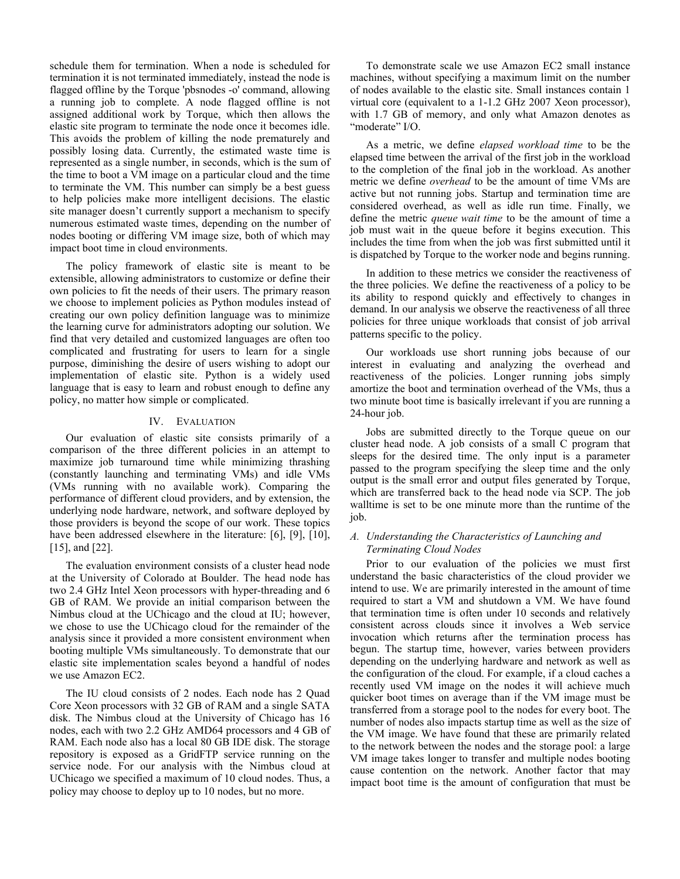schedule them for termination. When a node is scheduled for termination it is not terminated immediately, instead the node is flagged offline by the Torque 'pbsnodes -o' command, allowing a running job to complete. A node flagged offline is not assigned additional work by Torque, which then allows the elastic site program to terminate the node once it becomes idle. This avoids the problem of killing the node prematurely and possibly losing data. Currently, the estimated waste time is represented as a single number, in seconds, which is the sum of the time to boot a VM image on a particular cloud and the time to terminate the VM. This number can simply be a best guess to help policies make more intelligent decisions. The elastic site manager doesn't currently support a mechanism to specify numerous estimated waste times, depending on the number of nodes booting or differing VM image size, both of which may impact boot time in cloud environments.

The policy framework of elastic site is meant to be extensible, allowing administrators to customize or define their own policies to fit the needs of their users. The primary reason we choose to implement policies as Python modules instead of creating our own policy definition language was to minimize the learning curve for administrators adopting our solution. We find that very detailed and customized languages are often too complicated and frustrating for users to learn for a single purpose, diminishing the desire of users wishing to adopt our implementation of elastic site. Python is a widely used language that is easy to learn and robust enough to define any policy, no matter how simple or complicated.

## IV. Evaluation

Our evaluation of elastic site consists primarily of a comparison of the three different policies in an attempt to maximize job turnaround time while minimizing thrashing (constantly launching and terminating VMs) and idle VMs (VMs running with no available work). Comparing the performance of different cloud providers, and by extension, the underlying node hardware, network, and software deployed by those providers is beyond the scope of our work. These topics have been addressed elsewhere in the literature: [6], [9], [10], [15], and [22].

The evaluation environment consists of a cluster head node at the University of Colorado at Boulder. The head node has two 2.4 GHz Intel Xeon processors with hyper-threading and 6 GB of RAM. We provide an initial comparison between the Nimbus cloud at the UChicago and the cloud at IU; however, we chose to use the UChicago cloud for the remainder of the analysis since it provided a more consistent environment when booting multiple VMs simultaneously. To demonstrate that our elastic site implementation scales beyond a handful of nodes we use Amazon EC2.

The IU cloud consists of 2 nodes. Each node has 2 Quad Core Xeon processors with 32 GB of RAM and a single SATA disk. The Nimbus cloud at the University of Chicago has 16 nodes, each with two 2.2 GHz AMD64 processors and 4 GB of RAM. Each node also has a local 80 GB IDE disk. The storage repository is exposed as a GridFTP service running on the service node. For our analysis with the Nimbus cloud at UChicago we specified a maximum of 10 cloud nodes. Thus, a policy may choose to deploy up to 10 nodes, but no more.

To demonstrate scale we use Amazon EC2 small instance machines, without specifying a maximum limit on the number of nodes available to the elastic site. Small instances contain 1 virtual core (equivalent to a 1-1.2 GHz 2007 Xeon processor), with 1.7 GB of memory, and only what Amazon denotes as "moderate" I/O.

As a metric, we define *elapsed workload time* to be the elapsed time between the arrival of the first job in the workload to the completion of the final job in the workload. As another metric we define *overhead* to be the amount of time VMs are active but not running jobs. Startup and termination time are considered overhead, as well as idle run time. Finally, we define the metric *queue wait time* to be the amount of time a job must wait in the queue before it begins execution. This includes the time from when the job was first submitted until it is dispatched by Torque to the worker node and begins running.

In addition to these metrics we consider the reactiveness of the three policies. We define the reactiveness of a policy to be its ability to respond quickly and effectively to changes in demand. In our analysis we observe the reactiveness of all three policies for three unique workloads that consist of job arrival patterns specific to the policy.

Our workloads use short running jobs because of our interest in evaluating and analyzing the overhead and reactiveness of the policies. Longer running jobs simply amortize the boot and termination overhead of the VMs, thus a two minute boot time is basically irrelevant if you are running a 24-hour job.

Jobs are submitted directly to the Torque queue on our cluster head node. A job consists of a small C program that sleeps for the desired time. The only input is a parameter passed to the program specifying the sleep time and the only output is the small error and output files generated by Torque, which are transferred back to the head node via SCP. The job walltime is set to be one minute more than the runtime of the job.

### A. Understanding the Characteristics of Launching and Terminating Cloud Nodes

Prior to our evaluation of the policies we must first understand the basic characteristics of the cloud provider we intend to use. We are primarily interested in the amount of time required to start a VM and shutdown a VM. We have found that termination time is often under 10 seconds and relatively consistent across clouds since it involves a Web service invocation which returns after the termination process has begun. The startup time, however, varies between providers depending on the underlying hardware and network as well as the configuration of the cloud. For example, if a cloud caches a recently used VM image on the nodes it will achieve much quicker boot times on average than if the VM image must be transferred from a storage pool to the nodes for every boot. The number of nodes also impacts startup time as well as the size of the VM image. We have found that these are primarily related to the network between the nodes and the storage pool: a large VM image takes longer to transfer and multiple nodes booting cause contention on the network. Another factor that may impact boot time is the amount of configuration that must be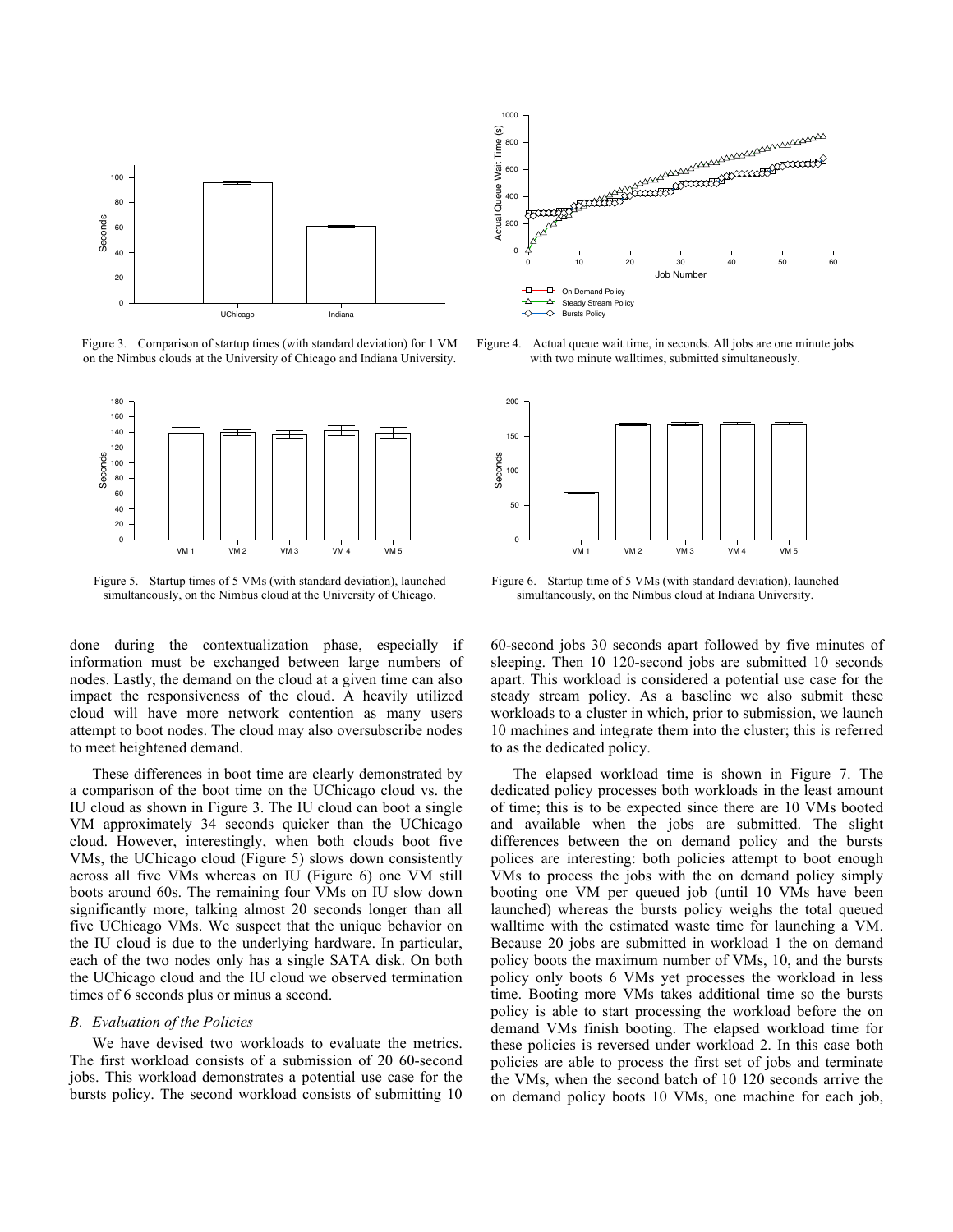Figure 3. Comparison of startup times (with standard deviation) for 1 VM on the Nimbus clouds at the University of Chicago and Indiana University.

Figure 4. Actual queue wait time, in seconds. All jobs are one minute jobs with two minute walltimes, submitted simultaneously.

Figure 5. Startup times of 5 VMs (with standard deviation), launched simultaneously, on the Nimbus cloud at the University of Chicago.

Figure 6. Startup time of 5 VMs (with standard deviation), launched simultaneously, on the Nimbus cloud at Indiana University.

done during the contextualization phase, especially if information must be exchanged between large numbers of nodes. Lastly, the demand on the cloud at a given time can also impact the responsiveness of the cloud. A heavily utilized cloud will have more network contention as many users attempt to boot nodes. The cloud may also oversubscribe nodes to meet heightened demand.

These differences in boot time are clearly demonstrated by a comparison of the boot time on the UChicago cloud vs. the IU cloud as shown in Figure 3. The IU cloud can boot a single VM approximately 34 seconds quicker than the UChicago cloud. However, interestingly, when both clouds boot five VMs, the UChicago cloud (Figure 5) slows down consistently across all five VMs whereas on IU (Figure 6) one VM still boots around 60s. The remaining four VMs on IU slow down significantly more, talking almost 20 seconds longer than all five UChicago VMs. We suspect that the unique behavior on the IU cloud is due to the underlying hardware. In particular, each of the two nodes only has a single SATA disk. On both the UChicago cloud and the IU cloud we observed termination times of 6 seconds plus or minus a second.

### *B. Evaluation of the Policies*

We have devised two workloads to evaluate the metrics. The first workload consists of a submission of 20 60-second jobs. This workload demonstrates a potential use case for the bursts policy. The second workload consists of submitting 10 60-second jobs 30 seconds apart followed by five minutes of sleeping. Then 10 120-second jobs are submitted 10 seconds apart. This workload is considered a potential use case for the steady stream policy. As a baseline we also submit these workloads to a cluster in which, prior to submission, we launch 10 machines and integrate them into the cluster; this is referred to as the dedicated policy.

The elapsed workload time is shown in Figure 7. The dedicated policy processes both workloads in the least amount of time; this is to be expected since there are 10 VMs booted and available when the jobs are submitted. The slight differences between the on demand policy and the bursts polices are interesting: both policies attempt to boot enough VMs to process the jobs with the on demand policy simply booting one VM per queued job (until 10 VMs have been launched) whereas the bursts policy weighs the total queued walltime with the estimated waste time for launching a VM. Because 20 jobs are submitted in workload 1 the on demand policy boots the maximum number of VMs, 10, and the bursts policy only boots 6 VMs yet processes the workload in less time. Booting more VMs takes additional time so the bursts policy is able to start processing the workload before the on demand VMs finish booting. The elapsed workload time for these policies is reversed under workload 2. In this case both policies are able to process the first set of jobs and terminate the VMs, when the second batch of 10 120 seconds arrive the on demand policy boots 10 VMs, one machine for each job,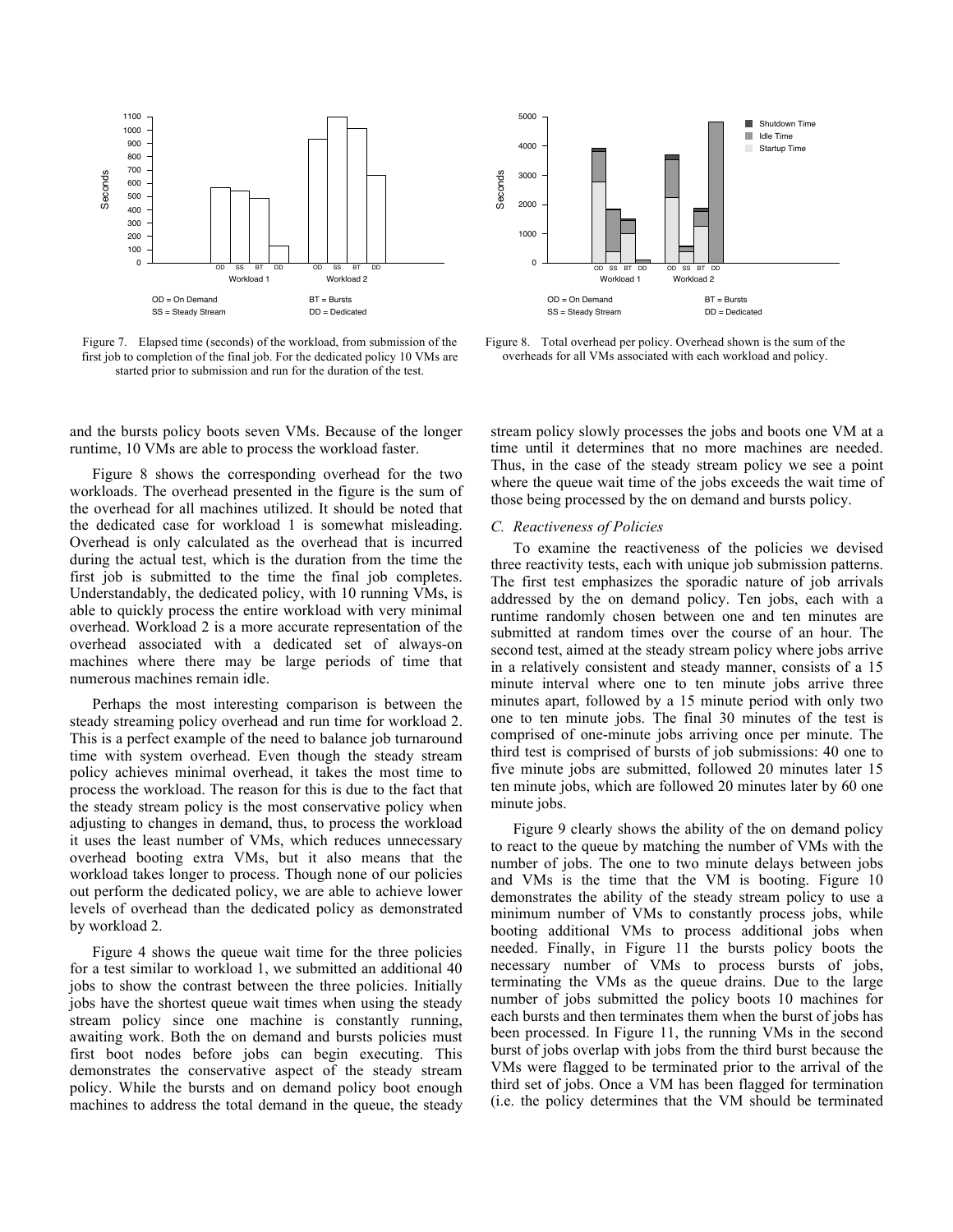1100
1000
900
800
700
600
500
400
300
200
100
0

Seconds

OD SS BT DD
Workload 1

OD SS BT DD
Workload 2

OD = On Demand
SS = Steady Stream
BT = Bursts
DD = Dedicated

Figure 7. Elapsed time (seconds) of the workload, from submission of the first job to completion of the final job. For the dedicated policy 10 VMs are started prior to submission and run for the duration of the test.

5000
4000
3000
2000
1000
0

Seconds

Shutdown Time
Idle Time
Startup Time

OD SS BT DD
Workload 1

OD SS BT DD
Workload 2

OD = On Demand
SS = Steady Stream
BT = Bursts
DD = Dedicated

Figure 8. Total overhead per policy. Overhead shown is the sum of the overheads for all VMs associated with each workload and policy.

and the bursts policy boots seven VMs. Because of the longer runtime, 10 VMs are able to process the workload faster.

Figure 8 shows the corresponding overhead for the two workloads. The overhead presented in the figure is the sum of the overhead for all machines utilized. It should be noted that the dedicated case for workload 1 is somewhat misleading. Overhead is only calculated as the overhead that is incurred during the actual test, which is the duration from the time the first job is submitted to the time the final job completes. Understandably, the dedicated policy, with 10 running VMs, is able to quickly process the entire workload with very minimal overhead. Workload 2 is a more accurate representation of the overhead associated with a dedicated set of always-on machines where there may be large periods of time that numerous machines remain idle.

Perhaps the most interesting comparison is between the steady streaming policy overhead and run time for workload 2. This is a perfect example of the need to balance job turnaround time with system overhead. Even though the steady stream policy achieves minimal overhead, it takes the most time to process the workload. The reason for this is due to the fact that the steady stream policy is the most conservative policy when adjusting to changes in demand, thus, to process the workload it uses the least number of VMs, which reduces unnecessary overhead booting extra VMs, but it also means that the workload takes longer to process. Though none of our policies out perform the dedicated policy, we are able to achieve lower levels of overhead than the dedicated policy as demonstrated by workload 2.

Figure 4 shows the queue wait time for the three policies for a test similar to workload 1, we submitted an additional 40 jobs to show the contrast between the three policies. Initially jobs have the shortest queue wait times when using the steady stream policy since one machine is constantly running, awaiting work. Both the on demand and bursts policies must first boot nodes before jobs can begin executing. This demonstrates the conservative aspect of the steady stream policy. While the bursts and on demand policy boot enough machines to address the total demand in the queue, the steady stream policy slowly processes the jobs and boots one VM at a time until it determines that no more machines are needed. Thus, in the case of the steady stream policy we see a point where the queue wait time of the jobs exceeds the wait time of those being processed by the on demand and bursts policy.

### C. Reactiveness of Policies

To examine the reactiveness of the policies we devised three reactivity tests, each with unique job submission patterns. The first test emphasizes the sporadic nature of job arrivals addressed by the on demand policy. Ten jobs, each with a runtime randomly chosen between one and ten minutes are submitted at random times over the course of an hour. The second test, aimed at the steady stream policy where jobs arrive in a relatively consistent and steady manner, consists of a 15 minute interval where one to ten minute jobs arrive three minutes apart, followed by a 15 minute period with only two one to ten minute jobs. The final 30 minutes of the test is comprised of one-minute jobs arriving once per minute. The third test is comprised of bursts of job submissions: 40 one to five minute jobs are submitted, followed 20 minutes later 15 ten minute jobs, which are followed 20 minutes later by 60 one minute jobs.

Figure 9 clearly shows the ability of the on demand policy to react to the queue by matching the number of VMs with the number of jobs. The one to two minute delays between jobs and VMs is the time that the VM is booting. Figure 10 demonstrates the ability of the steady stream policy to use a minimum number of VMs to constantly process jobs, while booting additional VMs to process additional jobs when needed. Finally, in Figure 11 the bursts policy boots the necessary number of VMs to process bursts of jobs, terminating the VMs as the queue drains. Due to the large number of jobs submitted the policy boots 10 machines for each bursts and then terminates them when the burst of jobs has been processed. In Figure 11, the running VMs in the second burst of jobs overlap with jobs from the third burst because the VMs were flagged to be terminated prior to the arrival of the third set of jobs. Once a VM has been flagged for termination (i.e. the policy determines that the VM should be terminated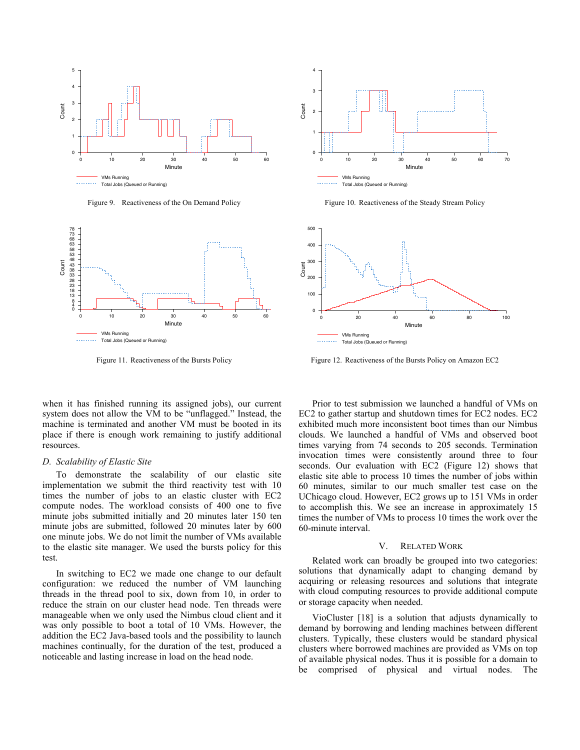Figure 9. Reactiveness of the On Demand Policy

Figure 10. Reactiveness of the Steady Stream Policy

Figure 11. Reactiveness of the Bursts Policy

Figure 12. Reactiveness of the Bursts Policy on Amazon EC2

when it has finished running its assigned jobs), our current system does not allow the VM to be "unflagged." Instead, the machine is terminated and another VM must be booted in its place if there is enough work remaining to justify additional resources.

### *D. Scalability of Elastic Site*

To demonstrate the scalability of our elastic site implementation we submit the third reactivity test with 10 times the number of jobs to an elastic cluster with EC2 compute nodes. The workload consists of 400 one to five minute jobs submitted initially and 20 minutes later 150 ten minute jobs are submitted, followed 20 minutes later by 600 one minute jobs. We do not limit the number of VMs available to the elastic site manager. We used the bursts policy for this test.

In switching to EC2 we made one change to our default configuration: we reduced the number of VM launching threads in the thread pool to six, down from 10, in order to reduce the strain on our cluster head node. Ten threads were manageable when we only used the Nimbus cloud client and it was only possible to boot a total of 10 VMs. However, the addition the EC2 Java-based tools and the possibility to launch machines continually, for the duration of the test, produced a noticeable and lasting increase in load on the head node.

Prior to test submission we launched a handful of VMs on EC2 to gather startup and shutdown times for EC2 nodes. EC2 exhibited much more inconsistent boot times than our Nimbus clouds. We launched a handful of VMs and observed boot times varying from 74 seconds to 205 seconds. Termination invocation times were consistently around three to four seconds. Our evaluation with EC2 (Figure 12) shows that elastic site able to process 10 times the number of jobs within 60 minutes, similar to our much smaller test case on the UChicago cloud. However, EC2 grows up to 151 VMs in order to accomplish this. We see an increase in approximately 15 times the number of VMs to process 10 times the work over the 60-minute interval.

## V. RELATED WORK

Related work can broadly be grouped into two categories: solutions that dynamically adapt to changing demand by acquiring or releasing resources and solutions that integrate with cloud computing resources to provide additional compute or storage capacity when needed.

VioCluster [18] is a solution that adjusts dynamically to demand by borrowing and lending machines between different clusters. Typically, these clusters would be standard physical clusters where borrowed machines are provided as VMs on top of available physical nodes. Thus it is possible for a domain to be comprised of physical and virtual nodes. The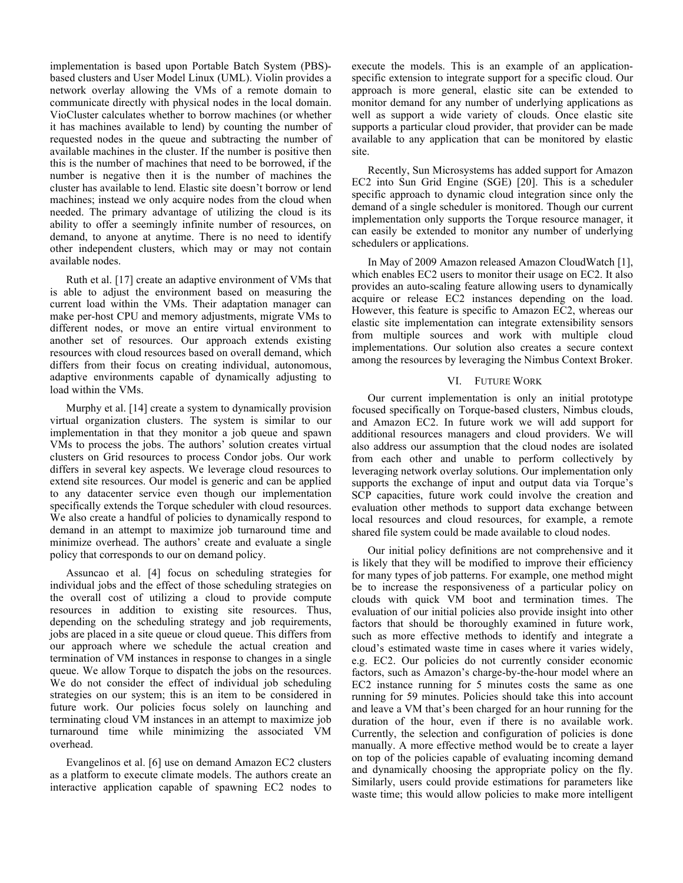implementation is based upon Portable Batch System (PBS)-based clusters and User Model Linux (UML). Violin provides a network overlay allowing the VMs of a remote domain to communicate directly with physical nodes in the local domain. VioCluster calculates whether to borrow machines (or whether it has machines available to lend) by counting the number of requested nodes in the queue and subtracting the number of available machines in the cluster. If the number is positive then this is the number of machines that need to be borrowed, if the number is negative then it is the number of machines the cluster has available to lend. Elastic site doesn't borrow or lend machines; instead we only acquire nodes from the cloud when needed. The primary advantage of utilizing the cloud is its ability to offer a seemingly infinite number of resources, on demand, to anyone at anytime. There is no need to identify other independent clusters, which may or may not contain available nodes.

Ruth et al. [17] create an adaptive environment of VMs that is able to adjust the environment based on measuring the current load within the VMs. Their adaptation manager can make per-host CPU and memory adjustments, migrate VMs to different nodes, or move an entire virtual environment to another set of resources. Our approach extends existing resources with cloud resources based on overall demand, which differs from their focus on creating individual, autonomous, adaptive environments capable of dynamically adjusting to load within the VMs.

Murphy et al. [14] create a system to dynamically provision virtual organization clusters. The system is similar to our implementation in that they monitor a job queue and spawn VMs to process the jobs. The authors' solution creates virtual clusters on Grid resources to process Condor jobs. Our work differs in several key aspects. We leverage cloud resources to extend site resources. Our model is generic and can be applied to any datacenter service even though our implementation specifically extends the Torque scheduler with cloud resources. We also create a handful of policies to dynamically respond to demand in an attempt to maximize job turnaround time and minimize overhead. The authors' create and evaluate a single policy that corresponds to our on demand policy.

Assuncao et al. [4] focus on scheduling strategies for individual jobs and the effect of those scheduling strategies on the overall cost of utilizing a cloud to provide compute resources in addition to existing site resources. Thus, depending on the scheduling strategy and job requirements, jobs are placed in a site queue or cloud queue. This differs from our approach where we schedule the actual creation and termination of VM instances in response to changes in a single queue. We allow Torque to dispatch the jobs on the resources. We do not consider the effect of individual job scheduling strategies on our system; this is an item to be considered in future work. Our policies focus solely on launching and terminating cloud VM instances in an attempt to maximize job turnaround time while minimizing the associated VM overhead.

Evangelinos et al. [6] use on demand Amazon EC2 clusters as a platform to execute climate models. The authors create an interactive application capable of spawning EC2 nodes to execute the models. This is an example of an application-specific extension to integrate support for a specific cloud. Our approach is more general, elastic site can be extended to monitor demand for any number of underlying applications as well as support a wide variety of clouds. Once elastic site supports a particular cloud provider, that provider can be made available to any application that can be monitored by elastic site.

Recently, Sun Microsystems has added support for Amazon EC2 into Sun Grid Engine (SGE) [20]. This is a scheduler specific approach to dynamic cloud integration since only the demand of a single scheduler is monitored. Though our current implementation only supports the Torque resource manager, it can easily be extended to monitor any number of underlying schedulers or applications.

In May of 2009 Amazon released Amazon CloudWatch [1], which enables EC2 users to monitor their usage on EC2. It also provides an auto-scaling feature allowing users to dynamically acquire or release EC2 instances depending on the load. However, this feature is specific to Amazon EC2, whereas our elastic site implementation can integrate extensibility sensors from multiple sources and work with multiple cloud implementations. Our solution also creates a secure context among the resources by leveraging the Nimbus Context Broker.

## VI. Future Work

Our current implementation is only an initial prototype focused specifically on Torque-based clusters, Nimbus clouds, and Amazon EC2. In future work we will add support for additional resources managers and cloud providers. We will also address our assumption that the cloud nodes are isolated from each other and unable to perform collectively by leveraging network overlay solutions. Our implementation only supports the exchange of input and output data via Torque's SCP capacities, future work could involve the creation and evaluation other methods to support data exchange between local resources and cloud resources, for example, a remote shared file system could be made available to cloud nodes.

Our initial policy definitions are not comprehensive and it is likely that they will be modified to improve their efficiency for many types of job patterns. For example, one method might be to increase the responsiveness of a particular policy on clouds with quick VM boot and termination times. The evaluation of our initial policies also provide insight into other factors that should be thoroughly examined in future work, such as more effective methods to identify and integrate a cloud's estimated waste time in cases where it varies widely, e.g. EC2. Our policies do not currently consider economic factors, such as Amazon's charge-by-the-hour model where an EC2 instance running for 5 minutes costs the same as one running for 59 minutes. Policies should take this into account and leave a VM that's been charged for an hour running for the duration of the hour, even if there is no available work. Currently, the selection and configuration of policies is done manually. A more effective method would be to create a layer on top of the policies capable of evaluating incoming demand and dynamically choosing the appropriate policy on the fly. Similarly, users could provide estimations for parameters like waste time; this would allow policies to make more intelligent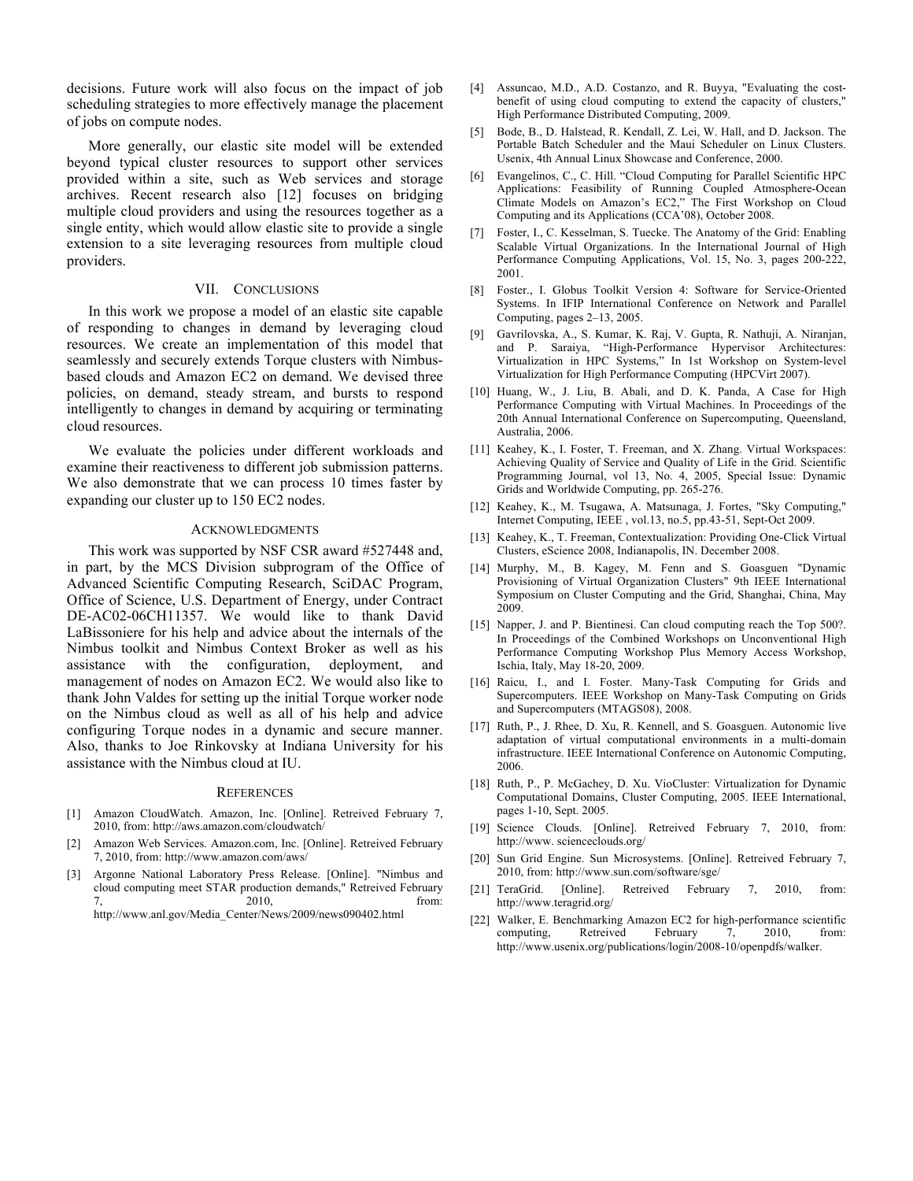decisions. Future work will also focus on the impact of job scheduling strategies to more effectively manage the placement of jobs on compute nodes.

More generally, our elastic site model will be extended beyond typical cluster resources to support other services provided within a site, such as Web services and storage archives. Recent research also [12] focuses on bridging multiple cloud providers and using the resources together as a single entity, which would allow elastic site to provide a single extension to a site leveraging resources from multiple cloud providers.

## VII. Conclusions

In this work we propose a model of an elastic site capable of responding to changes in demand by leveraging cloud resources. We create an implementation of this model that seamlessly and securely extends Torque clusters with Nimbus-based clouds and Amazon EC2 on demand. We devised three policies, on demand, steady stream, and bursts to respond intelligently to changes in demand by acquiring or terminating cloud resources.

We evaluate the policies under different workloads and examine their reactiveness to different job submission patterns. We also demonstrate that we can process 10 times faster by expanding our cluster up to 150 EC2 nodes.

## Acknowledgments

This work was supported by NSF CSR award #527448 and, in part, by the MCS Division subprogram of the Office of Advanced Scientific Computing Research, SciDAC Program, Office of Science, U.S. Department of Energy, under Contract DE-AC02-06CH11357. We would like to thank David LaBissoniere for his help and advice about the internals of the Nimbus toolkit and Nimbus Context Broker as well as his assistance with the configuration, deployment, and management of nodes on Amazon EC2. We would also like to thank John Valdes for setting up the initial Torque worker node on the Nimbus cloud as well as all of his help and advice configuring Torque nodes in a dynamic and secure manner. Also, thanks to Joe Rinkovsky at Indiana University for his assistance with the Nimbus cloud at IU.

## References

[1] Amazon CloudWatch. Amazon, Inc. [Online]. Retreived February 7, 2010, from: http://aws.amazon.com/cloudwatch/

[2] Amazon Web Services. Amazon.com, Inc. [Online]. Retreived February 7, 2010, from: http://www.amazon.com/aws/

[3] Argonne National Laboratory Press Release. [Online]. "Nimbus and cloud computing meet STAR production demands," Retreived February 7, 2010, from: http://www.anl.gov/Media_Center/News/2009/news090402.html

[4] Assuncao, M.D., A.D. Costanzo, and R. Buyya, "Evaluating the cost-benefit of using cloud computing to extend the capacity of clusters," High Performance Distributed Computing, 2009.

[5] Bode, B., D. Halstead, R. Kendall, Z. Lei, W. Hall, and D. Jackson. The Portable Batch Scheduler and the Maui Scheduler on Linux Clusters. Usenix, 4th Annual Linux Showcase and Conference, 2000.

[6] Evangelinos, C., C. Hill. "Cloud Computing for Parallel Scientific HPC Applications: Feasibility of Running Coupled Atmosphere-Ocean Climate Models on Amazon's EC2," The First Workshop on Cloud Computing and its Applications (CCA'08), October 2008.

[7] Foster, I., C. Kesselman, S. Tuecke. The Anatomy of the Grid: Enabling Scalable Virtual Organizations. In the International Journal of High Performance Computing Applications, Vol. 15, No. 3, pages 200-222, 2001.

[8] Foster., I. Globus Toolkit Version 4: Software for Service-Oriented Systems. In IFIP International Conference on Network and Parallel Computing, pages 2–13, 2005.

[9] Gavrilovska, A., S. Kumar, K. Raj, V. Gupta, R. Nathuji, A. Niranjan, and P. Saraiya, "High-Performance Hypervisor Architectures: Virtualization in HPC Systems," In 1st Workshop on System-level Virtualization for High Performance Computing (HPCVirt 2007).

[10] Huang, W., J. Liu, B. Abali, and D. K. Panda, A Case for High Performance Computing with Virtual Machines. In Proceedings of the 20th Annual International Conference on Supercomputing, Queensland, Australia, 2006.

[11] Keahey, K., I. Foster, T. Freeman, and X. Zhang. Virtual Workspaces: Achieving Quality of Service and Quality of Life in the Grid. Scientific Programming Journal, vol 13, No. 4, 2005, Special Issue: Dynamic Grids and Worldwide Computing, pp. 265-276.

[12] Keahey, K., M. Tsugawa, A. Matsunaga, J. Fortes, "Sky Computing," Internet Computing, IEEE , vol.13, no.5, pp.43-51, Sept-Oct 2009.

[13] Keahey, K., T. Freeman, Contextualization: Providing One-Click Virtual Clusters, eScience 2008, Indianapolis, IN. December 2008.

[14] Murphy, M., B. Kagey, M. Fenn and S. Goasguen "Dynamic Provisioning of Virtual Organization Clusters" 9th IEEE International Symposium on Cluster Computing and the Grid, Shanghai, China, May 2009.

[15] Napper, J. and P. Bientinesi. Can cloud computing reach the Top 500?. In Proceedings of the Combined Workshops on Unconventional High Performance Computing Workshop Plus Memory Access Workshop, Ischia, Italy, May 18-20, 2009.

[16] Raicu, I., and I. Foster. Many-Task Computing for Grids and Supercomputers. IEEE Workshop on Many-Task Computing on Grids and Supercomputers (MTAGS08), 2008.

[17] Ruth, P., J. Rhee, D. Xu, R. Kennell, and S. Goasguen. Autonomic live adaptation of virtual computational environments in a multi-domain infrastructure. IEEE International Conference on Autonomic Computing, 2006.

[18] Ruth, P., P. McGachey, D. Xu. VioCluster: Virtualization for Dynamic Computational Domains, Cluster Computing, 2005. IEEE International, pages 1-10, Sept. 2005.

[19] Science Clouds. [Online]. Retreived February 7, 2010, from: http://www. scienceclouds.org/

[20] Sun Grid Engine. Sun Microsystems. [Online]. Retreived February 7, 2010, from: http://www.sun.com/software/sge/

[21] TeraGrid. [Online]. Retreived February 7, 2010, from: http://www.teragrid.org/

[22] Walker, E. Benchmarking Amazon EC2 for high-performance scientific computing, Retreived February 7, 2010, from: http://www.usenix.org/publications/login/2008-10/openpdfs/walker.